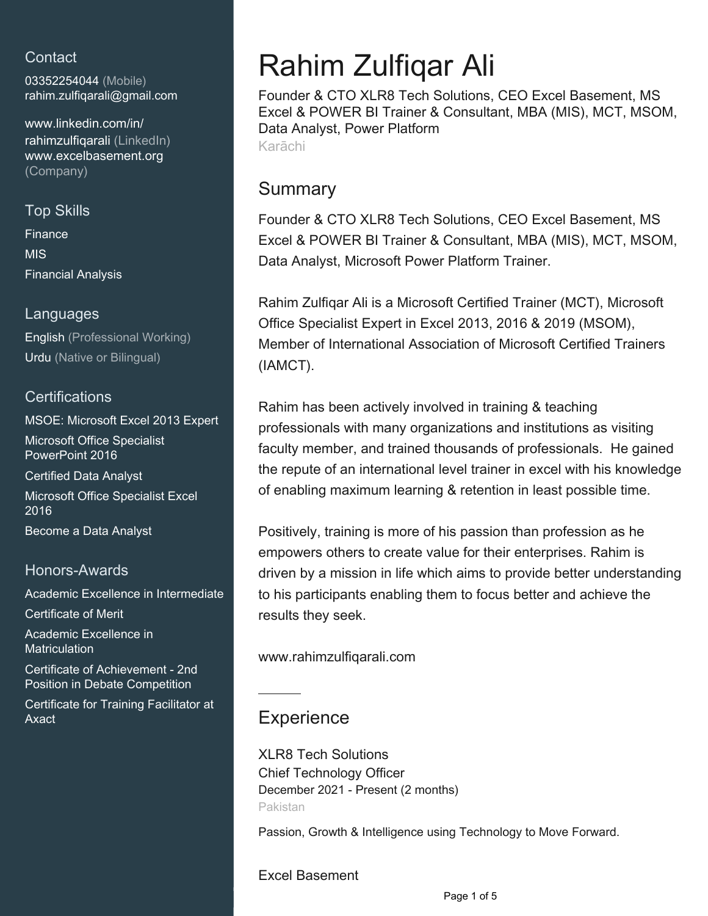## Contact

03352254044 (Mobile)
rahim.zulfiqarali@gmail.com

www.linkedin.com/in/rahimzulfiqarali (LinkedIn)
www.excelbasement.org (Company)

## Top Skills

Finance
MIS
Financial Analysis

## Languages

English (Professional Working)
Urdu (Native or Bilingual)

## Certifications

MSOE: Microsoft Excel 2013 Expert
Microsoft Office Specialist PowerPoint 2016
Certified Data Analyst
Microsoft Office Specialist Excel 2016
Become a Data Analyst

## Honors-Awards

Academic Excellence in Intermediate
Certificate of Merit
Academic Excellence in Matriculation
Certificate of Achievement - 2nd Position in Debate Competition
Certificate for Training Facilitator at Axact

# Rahim Zulfiqar Ali

Founder & CTO XLR8 Tech Solutions, CEO Excel Basement, MS Excel & POWER BI Trainer & Consultant, MBA (MIS), MCT, MSOM, Data Analyst, Power Platform
Karāchi

## Summary

Founder & CTO XLR8 Tech Solutions, CEO Excel Basement, MS Excel & POWER BI Trainer & Consultant, MBA (MIS), MCT, MSOM, Data Analyst, Microsoft Power Platform Trainer.

Rahim Zulfiqar Ali is a Microsoft Certified Trainer (MCT), Microsoft Office Specialist Expert in Excel 2013, 2016 & 2019 (MSOM), Member of International Association of Microsoft Certified Trainers (IAMCT).

Rahim has been actively involved in training & teaching professionals with many organizations and institutions as visiting faculty member, and trained thousands of professionals. He gained the repute of an international level trainer in excel with his knowledge of enabling maximum learning & retention in least possible time.

Positively, training is more of his passion than profession as he empowers others to create value for their enterprises. Rahim is driven by a mission in life which aims to provide better understanding to his participants enabling them to focus better and achieve the results they seek.

www.rahimzulfiqarali.com

## Experience

XLR8 Tech Solutions
Chief Technology Officer
December 2021 - Present (2 months)
Pakistan

Passion, Growth & Intelligence using Technology to Move Forward.

Excel Basement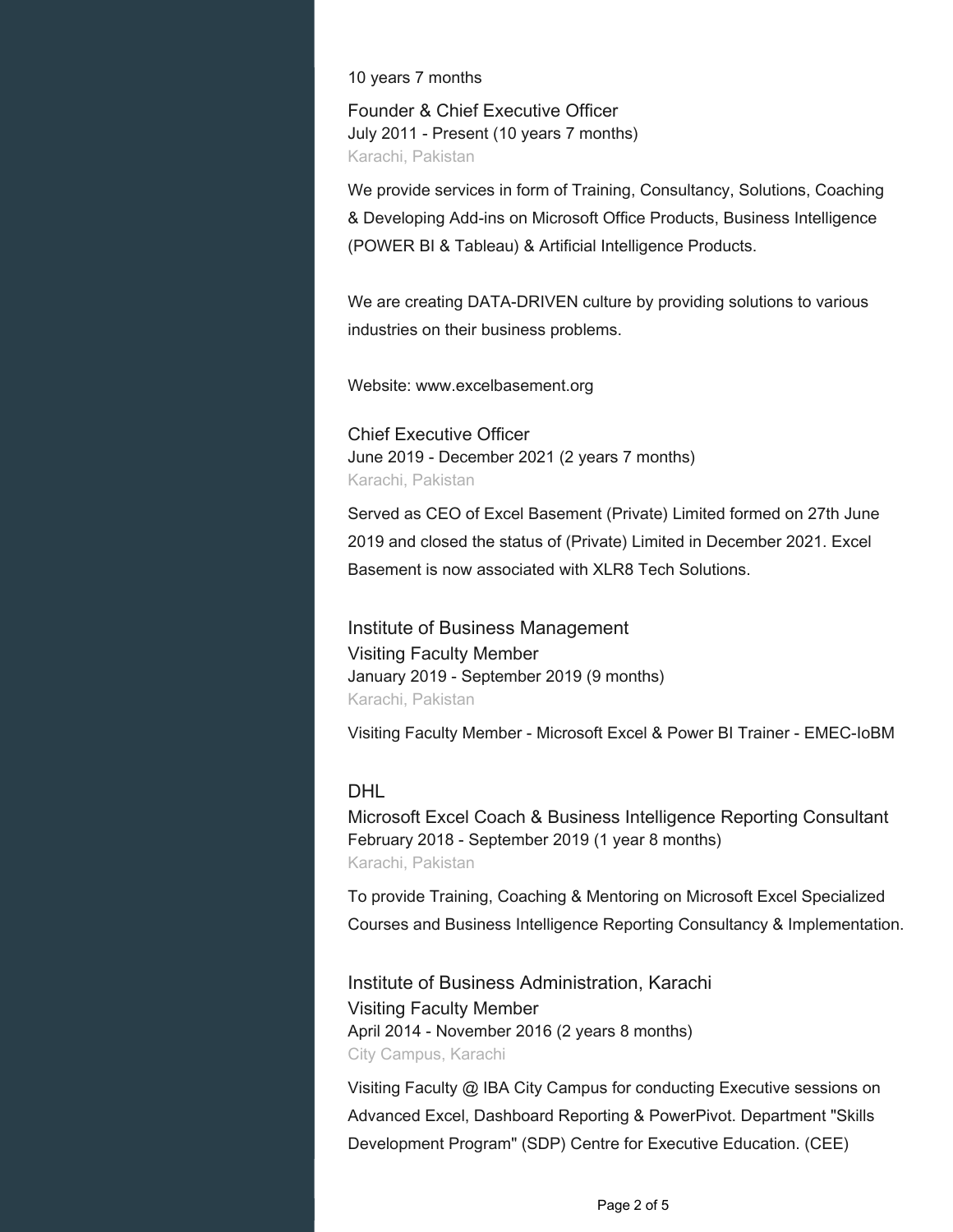10 years 7 months

### Founder & Chief Executive Officer
July 2011 - Present (10 years 7 months)
Karachi, Pakistan

We provide services in form of Training, Consultancy, Solutions, Coaching & Developing Add-ins on Microsoft Office Products, Business Intelligence (POWER BI & Tableau) & Artificial Intelligence Products.

We are creating DATA-DRIVEN culture by providing solutions to various industries on their business problems.

Website: www.excelbasement.org

### Chief Executive Officer
June 2019 - December 2021 (2 years 7 months)
Karachi, Pakistan

Served as CEO of Excel Basement (Private) Limited formed on 27th June 2019 and closed the status of (Private) Limited in December 2021. Excel Basement is now associated with XLR8 Tech Solutions.

## Institute of Business Management
### Visiting Faculty Member
January 2019 - September 2019 (9 months)
Karachi, Pakistan

Visiting Faculty Member - Microsoft Excel & Power BI Trainer - EMEC-IoBM

## DHL
### Microsoft Excel Coach & Business Intelligence Reporting Consultant
February 2018 - September 2019 (1 year 8 months)
Karachi, Pakistan

To provide Training, Coaching & Mentoring on Microsoft Excel Specialized Courses and Business Intelligence Reporting Consultancy & Implementation.

## Institute of Business Administration, Karachi
### Visiting Faculty Member
April 2014 - November 2016 (2 years 8 months)
City Campus, Karachi

Visiting Faculty @ IBA City Campus for conducting Executive sessions on Advanced Excel, Dashboard Reporting & PowerPivot. Department "Skills Development Program" (SDP) Centre for Executive Education. (CEE)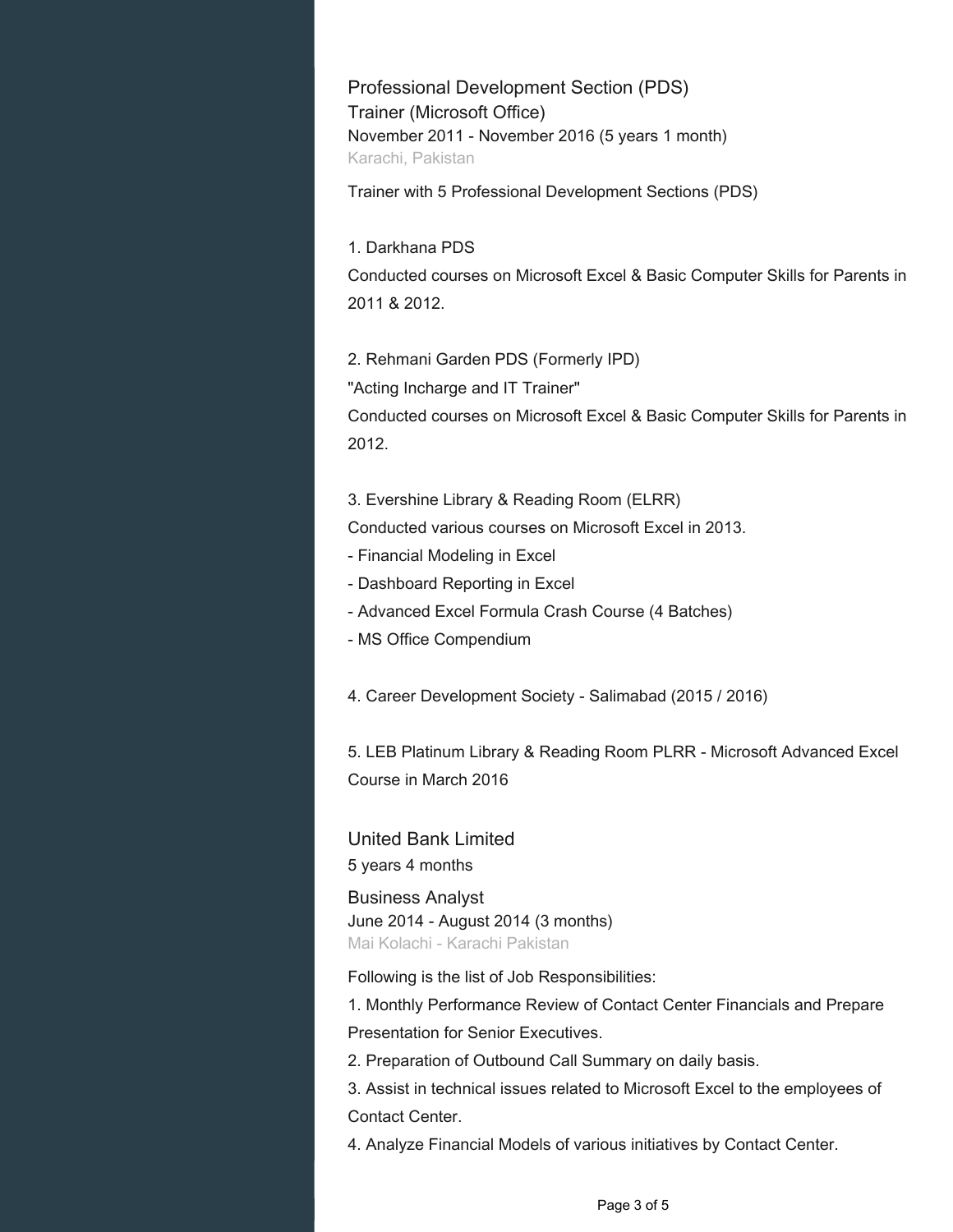## Professional Development Section (PDS)

### Trainer (Microsoft Office)

November 2011 - November 2016 (5 years 1 month)

Karachi, Pakistan

Trainer with 5 Professional Development Sections (PDS)

1. Darkhana PDS

Conducted courses on Microsoft Excel & Basic Computer Skills for Parents in 2011 & 2012.

2. Rehmani Garden PDS (Formerly IPD)

"Acting Incharge and IT Trainer"

Conducted courses on Microsoft Excel & Basic Computer Skills for Parents in 2012.

3. Evershine Library & Reading Room (ELRR)

Conducted various courses on Microsoft Excel in 2013.

- Financial Modeling in Excel
- Dashboard Reporting in Excel
- Advanced Excel Formula Crash Course (4 Batches)
- MS Office Compendium

4. Career Development Society - Salimabad (2015 / 2016)

5. LEB Platinum Library & Reading Room PLRR - Microsoft Advanced Excel Course in March 2016

## United Bank Limited

5 years 4 months

### Business Analyst

June 2014 - August 2014 (3 months)

Mai Kolachi - Karachi Pakistan

Following is the list of Job Responsibilities:

1. Monthly Performance Review of Contact Center Financials and Prepare Presentation for Senior Executives.
2. Preparation of Outbound Call Summary on daily basis.
3. Assist in technical issues related to Microsoft Excel to the employees of Contact Center.
4. Analyze Financial Models of various initiatives by Contact Center.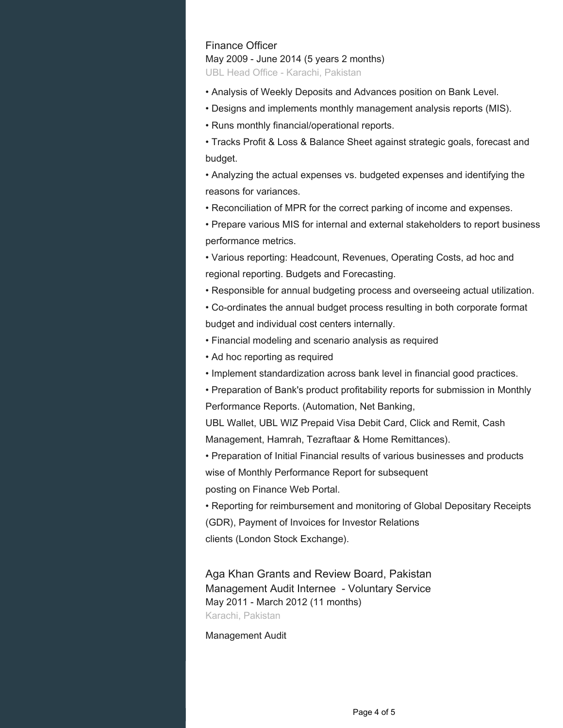### Finance Officer

May 2009 - June 2014 (5 years 2 months)

UBL Head Office - Karachi, Pakistan

- Analysis of Weekly Deposits and Advances position on Bank Level.
- Designs and implements monthly management analysis reports (MIS).
- Runs monthly financial/operational reports.
- Tracks Profit & Loss & Balance Sheet against strategic goals, forecast and budget.
- Analyzing the actual expenses vs. budgeted expenses and identifying the reasons for variances.
- Reconciliation of MPR for the correct parking of income and expenses.
- Prepare various MIS for internal and external stakeholders to report business performance metrics.
- Various reporting: Headcount, Revenues, Operating Costs, ad hoc and regional reporting. Budgets and Forecasting.
- Responsible for annual budgeting process and overseeing actual utilization.
- Co-ordinates the annual budget process resulting in both corporate format budget and individual cost centers internally.
- Financial modeling and scenario analysis as required
- Ad hoc reporting as required
- Implement standardization across bank level in financial good practices.
- Preparation of Bank's product profitability reports for submission in Monthly Performance Reports. (Automation, Net Banking, UBL Wallet, UBL WIZ Prepaid Visa Debit Card, Click and Remit, Cash Management, Hamrah, Tezraftaar & Home Remittances).
- Preparation of Initial Financial results of various businesses and products wise of Monthly Performance Report for subsequent posting on Finance Web Portal.
- Reporting for reimbursement and monitoring of Global Depositary Receipts (GDR), Payment of Invoices for Investor Relations clients (London Stock Exchange).

## Aga Khan Grants and Review Board, Pakistan

### Management Audit Internee - Voluntary Service

May 2011 - March 2012 (11 months)

Karachi, Pakistan

Management Audit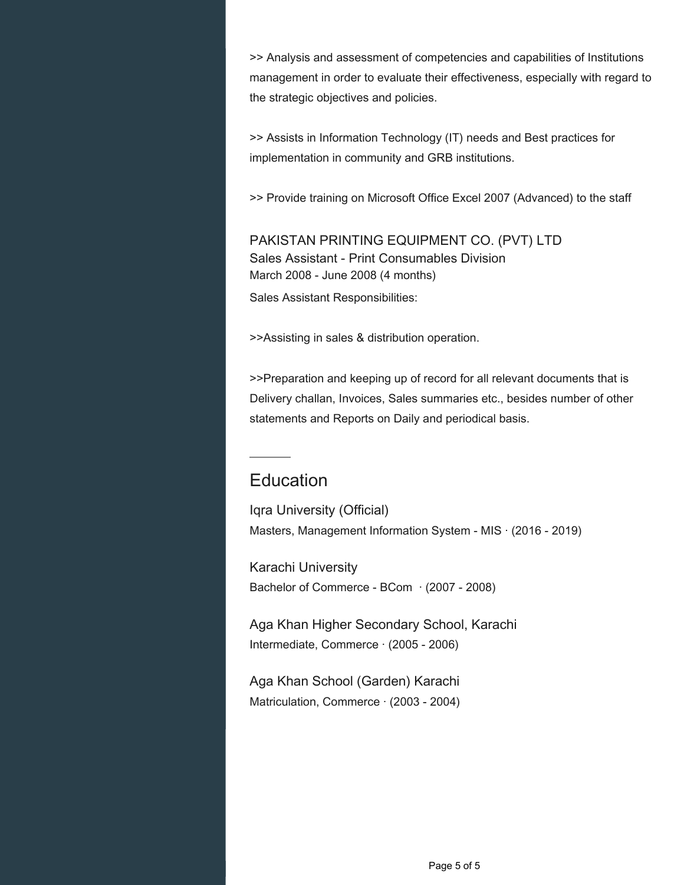>> Analysis and assessment of competencies and capabilities of Institutions management in order to evaluate their effectiveness, especially with regard to the strategic objectives and policies.

>> Assists in Information Technology (IT) needs and Best practices for implementation in community and GRB institutions.

>> Provide training on Microsoft Office Excel 2007 (Advanced) to the staff

### PAKISTAN PRINTING EQUIPMENT CO. (PVT) LTD

Sales Assistant - Print Consumables Division
March 2008 - June 2008 (4 months)

Sales Assistant Responsibilities:

>>Assisting in sales & distribution operation.

>>Preparation and keeping up of record for all relevant documents that is Delivery challan, Invoices, Sales summaries etc., besides number of other statements and Reports on Daily and periodical basis.

## Education

### Iqra University (Official)

Masters, Management Information System - MIS · (2016 - 2019)

### Karachi University

Bachelor of Commerce - BCom · (2007 - 2008)

### Aga Khan Higher Secondary School, Karachi

Intermediate, Commerce · (2005 - 2006)

### Aga Khan School (Garden) Karachi

Matriculation, Commerce · (2003 - 2004)